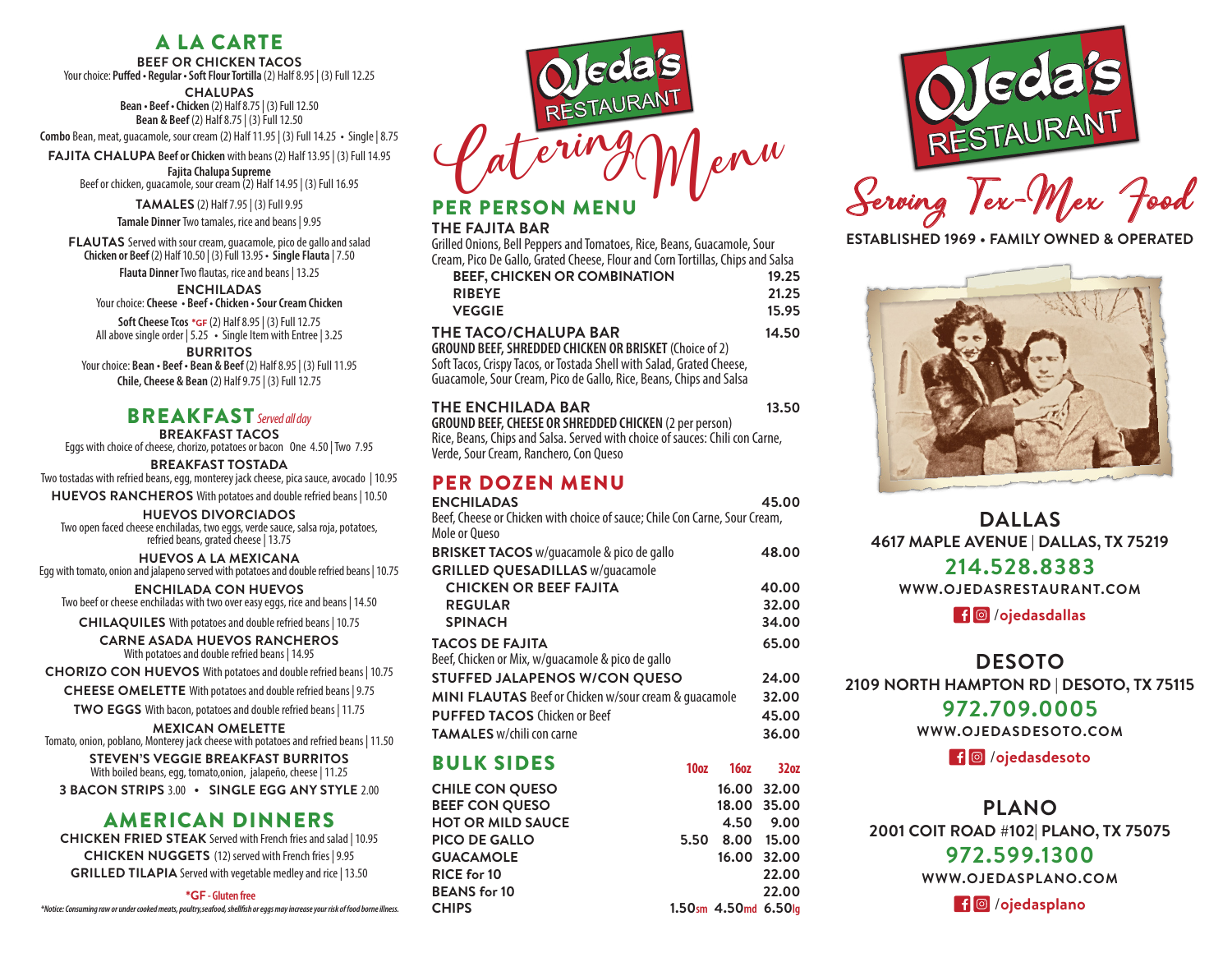# A LA CARTE

**BEEF OR CHICKEN TACOS**
Your choice: **Puffed • Regular • Soft Flour Tortilla** (2) Half 8.95 | (3) Full 12.25

**CHALUPAS**
**Bean • Beef • Chicken** (2) Half 8.75 | (3) Full 12.50
**Bean & Beef** (2) Half 8.75 | (3) Full 12.50

**Combo** Bean, meat, guacamole, sour cream (2) Half 11.95 | (3) Full 14.25 • Single | 8.75

**FAJITA CHALUPA Beef or Chicken** with beans (2) Half 13.95 | (3) Full 14.95
**Fajita Chalupa Supreme**
Beef or chicken, guacamole, sour cream (2) Half 14.95 | (3) Full 16.95

**TAMALES** (2) Half 7.95 | (3) Full 9.95
**Tamale Dinner** Two tamales, rice and beans | 9.95

**FLAUTAS** Served with sour cream, guacamole, pico de gallo and salad
**Chicken or Beef** (2) Half 10.50 | (3) Full 13.95 • **Single Flauta** | 7.50
**Flauta Dinner** Two flautas, rice and beans | 13.25

**ENCHILADAS**
Your choice: **Cheese • Beef • Chicken • Sour Cream Chicken**
**Soft Cheese Tcos** *GF (2) Half 8.95 | (3) Full 12.75
All above single order | 5.25 • Single Item with Entree | 3.25

**BURRITOS**
Your choice: **Bean • Beef • Bean & Beef** (2) Half 8.95 | (3) Full 11.95
**Chile, Cheese & Bean** (2) Half 9.75 | (3) Full 12.75

# BREAKFAST *Served all day*

**BREAKFAST TACOS**
Eggs with choice of cheese, chorizo, potatoes or bacon One 4.50 | Two 7.95

**BREAKFAST TOSTADA**
Two tostadas with refried beans, egg, monterey jack cheese, pica sauce, avocado | 10.95

**HUEVOS RANCHEROS** With potatoes and double refried beans | 10.50

**HUEVOS DIVORCIADOS**
Two open faced cheese enchiladas, two eggs, verde sauce, salsa roja, potatoes, refried beans, grated cheese | 13.75

**HUEVOS A LA MEXICANA**
Egg with tomato, onion and jalapeno served with potatoes and double refried beans | 10.75

**ENCHILADA CON HUEVOS**
Two beef or cheese enchiladas with two over easy eggs, rice and beans | 14.50

**CHILAQUILES** With potatoes and double refried beans | 10.75

**CARNE ASADA HUEVOS RANCHEROS**
With potatoes and double refried beans | 14.95

**CHORIZO CON HUEVOS** With potatoes and double refried beans | 10.75

**CHEESE OMELETTE** With potatoes and double refried beans | 9.75

**TWO EGGS** With bacon, potatoes and double refried beans | 11.75

**MEXICAN OMELETTE**
Tomato, onion, poblano, Monterey jack cheese with potatoes and refried beans | 11.50

**STEVEN'S VEGGIE BREAKFAST BURRITOS**
With boiled beans, egg, tomato,onion, jalapeño, cheese | 11.25

**3 BACON STRIPS** 3.00 • **SINGLE EGG ANY STYLE** 2.00

# AMERICAN DINNERS

**CHICKEN FRIED STEAK** Served with French fries and salad | 10.95
**CHICKEN NUGGETS** (12) served with French fries | 9.95
**GRILLED TILAPIA** Served with vegetable medley and rice | 13.50

**\*GF - Gluten free**

*\*Notice: Consuming raw or under cooked meats, poultry,seafood, shellfish or eggs may increase your risk of food borne illness.*

# Ojeda's Restaurant Catering Menu

## PER PERSON MENU

**THE FAJITA BAR**
Grilled Onions, Bell Peppers and Tomatoes, Rice, Beans, Guacamole, Sour Cream, Pico De Gallo, Grated Cheese, Flour and Corn Tortillas, Chips and Salsa

| | |
|---|---|
| BEEF, CHICKEN OR COMBINATION | 19.25 |
| RIBEYE | 21.25 |
| VEGGIE | 15.95 |

**THE TACO/CHALUPA BAR** 14.50
**GROUND BEEF, SHREDDED CHICKEN OR BRISKET** (Choice of 2)
Soft Tacos, Crispy Tacos, or Tostada Shell with Salad, Grated Cheese, Guacamole, Sour Cream, Pico de Gallo, Rice, Beans, Chips and Salsa

**THE ENCHILADA BAR** 13.50
**GROUND BEEF, CHEESE OR SHREDDED CHICKEN** (2 per person)
Rice, Beans, Chips and Salsa. Served with choice of sauces: Chili con Carne, Verde, Sour Cream, Ranchero, Con Queso

## PER DOZEN MENU

**ENCHILADAS** 45.00
Beef, Cheese or Chicken with choice of sauce; Chile Con Carne, Sour Cream, Mole or Queso

**BRISKET TACOS** w/guacamole & pico de gallo 48.00

**GRILLED QUESADILLAS** w/guacamole

| | |
|---|---|
| CHICKEN OR BEEF FAJITA | 40.00 |
| REGULAR | 32.00 |
| SPINACH | 34.00 |

**TACOS DE FAJITA** 65.00
Beef, Chicken or Mix, w/guacamole & pico de gallo

| | |
|---|---|
| **STUFFED JALAPENOS W/CON QUESO** | 24.00 |
| **MINI FLAUTAS** Beef or Chicken w/sour cream & guacamole | 32.00 |
| **PUFFED TACOS** Chicken or Beef | 45.00 |
| **TAMALES** w/chili con carne | 36.00 |

## BULK SIDES

| | 10oz | 16oz | 32oz |
|---|---|---|---|
| CHILE CON QUESO | | 16.00 | 32.00 |
| BEEF CON QUESO | | 18.00 | 35.00 |
| HOT OR MILD SAUCE | | 4.50 | 9.00 |
| PICO DE GALLO | 5.50 | 8.00 | 15.00 |
| GUACAMOLE | | 16.00 | 32.00 |
| RICE for 10 | | | 22.00 |
| BEANS for 10 | | | 22.00 |
| CHIPS | 1.50sm | 4.50md | 6.50lg |

# Ojeda's Restaurant

*Serving Tex-Mex Food*

**ESTABLISHED 1969 • FAMILY OWNED & OPERATED**

**DALLAS**
4617 MAPLE AVENUE | DALLAS, TX 75219
214.528.8383
WWW.OJEDASRESTAURANT.COM
/ojedasdallas

**DESOTO**
2109 NORTH HAMPTON RD | DESOTO, TX 75115
972.709.0005
WWW.OJEDASDESOTO.COM
/ojedasdesoto

**PLANO**
2001 COIT ROAD #102| PLANO, TX 75075
972.599.1300
WWW.OJEDASPLANO.COM
/ojedasplano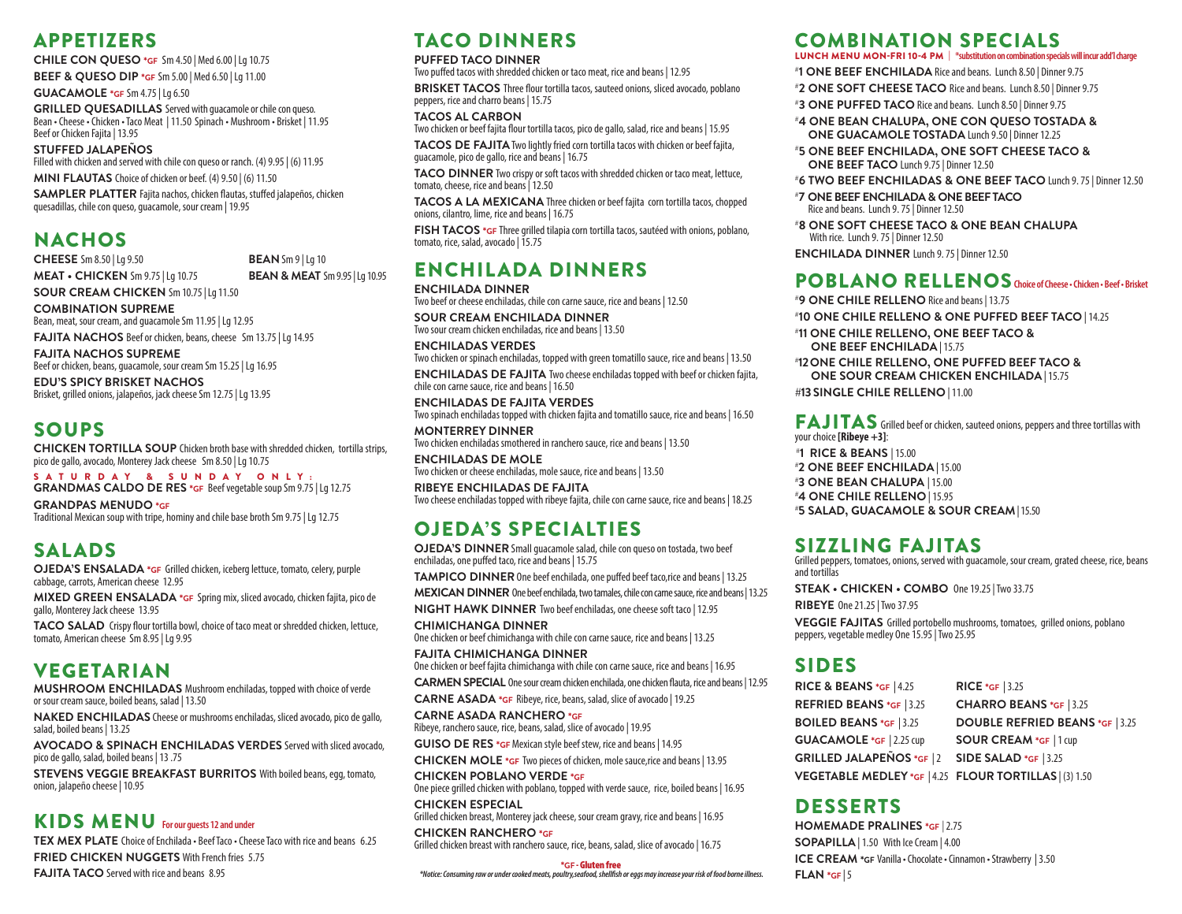# APPETIZERS

**CHILE CON QUESO** *GF Sm 4.50 | Med 6.00 | Lg 10.75

**BEEF & QUESO DIP** *GF Sm 5.00 | Med 6.50 | Lg 11.00

**GUACAMOLE** *GF Sm 4.75 | Lg 6.50

**GRILLED QUESADILLAS** Served with guacamole or chile con queso.
Bean • Cheese • Chicken • Taco Meat | 11.50 Spinach • Mushroom • Brisket | 11.95
Beef or Chicken Fajita | 13.95

**STUFFED JALAPEÑOS**
Filled with chicken and served with chile con queso or ranch. (4) 9.95 | (6) 11.95

**MINI FLAUTAS** Choice of chicken or beef. (4) 9.50 | (6) 11.50

**SAMPLER PLATTER** Fajita nachos, chicken flautas, stuffed jalapeños, chicken quesadillas, chile con queso, guacamole, sour cream | 19.95

# NACHOS

**CHEESE** Sm 8.50 | Lg 9.50

**BEAN** Sm 9 | Lg 10

**MEAT • CHICKEN** Sm 9.75 | Lg 10.75

**BEAN & MEAT** Sm 9.95 | Lg 10.95

**SOUR CREAM CHICKEN** Sm 10.75 | Lg 11.50

**COMBINATION SUPREME**
Bean, meat, sour cream, and guacamole Sm 11.95 | Lg 12.95

**FAJITA NACHOS** Beef or chicken, beans, cheese Sm 13.75 | Lg 14.95

**FAJITA NACHOS SUPREME**
Beef or chicken, beans, guacamole, sour cream Sm 15.25 | Lg 16.95

**EDU'S SPICY BRISKET NACHOS**
Brisket, grilled onions, jalapeños, jack cheese Sm 12.75 | Lg 13.95

# SOUPS

**CHICKEN TORTILLA SOUP** Chicken broth base with shredded chicken, tortilla strips, pico de gallo, avocado, Monterey Jack cheese Sm 8.50 | Lg 10.75

SATURDAY & SUNDAY ONLY:

**GRANDMAS CALDO DE RES** *GF Beef vegetable soup Sm 9.75 | Lg 12.75

**GRANDPAS MENUDO** *GF
Traditional Mexican soup with tripe, hominy and chile base broth Sm 9.75 | Lg 12.75

# SALADS

**OJEDA'S ENSALADA** *GF Grilled chicken, iceberg lettuce, tomato, celery, purple cabbage, carrots, American cheese 12.95

**MIXED GREEN ENSALADA** *GF Spring mix, sliced avocado, chicken fajita, pico de gallo, Monterey Jack cheese 13.95

**TACO SALAD** Crispy flour tortilla bowl, choice of taco meat or shredded chicken, lettuce, tomato, American cheese Sm 8.95 | Lg 9.95

# VEGETARIAN

**MUSHROOM ENCHILADAS** Mushroom enchiladas, topped with choice of verde or sour cream sauce, boiled beans, salad | 13.50

**NAKED ENCHILADAS** Cheese or mushrooms enchiladas, sliced avocado, pico de gallo, salad, boiled beans | 13.25

**AVOCADO & SPINACH ENCHILADAS VERDES** Served with sliced avocado, pico de gallo, salad, boiled beans | 13 .75

**STEVENS VEGGIE BREAKFAST BURRITOS** With boiled beans, egg, tomato, onion, jalapeño cheese | 10.95

# KIDS MENU For our guests 12 and under

**TEX MEX PLATE** Choice of Enchilada • Beef Taco • Cheese Taco with rice and beans 6.25

**FRIED CHICKEN NUGGETS** With French fries 5.75

**FAJITA TACO** Served with rice and beans 8.95

# TACO DINNERS

**PUFFED TACO DINNER**
Two puffed tacos with shredded chicken or taco meat, rice and beans | 12.95

**BRISKET TACOS** Three flour tortilla tacos, sauteed onions, sliced avocado, poblano peppers, rice and charro beans | 15.75

**TACOS AL CARBON**
Two chicken or beef fajita flour tortilla tacos, pico de gallo, salad, rice and beans | 15.95

**TACOS DE FAJITA** Two lightly fried corn tortilla tacos with chicken or beef fajita, guacamole, pico de gallo, rice and beans | 16.75

**TACO DINNER** Two crispy or soft tacos with shredded chicken or taco meat, lettuce, tomato, cheese, rice and beans | 12.50

**TACOS A LA MEXICANA** Three chicken or beef fajita corn tortilla tacos, chopped onions, cilantro, lime, rice and beans | 16.75

**FISH TACOS** *GF Three grilled tilapia corn tortilla tacos, sautéed with onions, poblano, tomato, rice, salad, avocado | 15.75

# ENCHILADA DINNERS

**ENCHILADA DINNER**
Two beef or cheese enchiladas, chile con carne sauce, rice and beans | 12.50

**SOUR CREAM ENCHILADA DINNER**
Two sour cream chicken enchiladas, rice and beans | 13.50

**ENCHILADAS VERDES**
Two chicken or spinach enchiladas, topped with green tomatillo sauce, rice and beans | 13.50

**ENCHILADAS DE FAJITA** Two cheese enchiladas topped with beef or chicken fajita, chile con carne sauce, rice and beans | 16.50

**ENCHILADAS DE FAJITA VERDES**
Two spinach enchiladas topped with chicken fajita and tomatillo sauce, rice and beans | 16.50

**MONTERREY DINNER**
Two chicken enchiladas smothered in ranchero sauce, rice and beans | 13.50

**ENCHILADAS DE MOLE**
Two chicken or cheese enchiladas, mole sauce, rice and beans | 13.50

**RIBEYE ENCHILADAS DE FAJITA**
Two cheese enchiladas topped with ribeye fajita, chile con carne sauce, rice and beans | 18.25

# OJEDA'S SPECIALTIES

**OJEDA'S DINNER** Small guacamole salad, chile con queso on tostada, two beef enchiladas, one puffed taco, rice and beans | 15.75

**TAMPICO DINNER** One beef enchilada, one puffed beef taco,rice and beans | 13.25

**MEXICAN DINNER** One beef enchilada, two tamales, chile con carne sauce, rice and beans | 13.25

**NIGHT HAWK DINNER** Two beef enchiladas, one cheese soft taco | 12.95

**CHIMICHANGA DINNER**
One chicken or beef chimichanga with chile con carne sauce, rice and beans | 13.25

**FAJITA CHIMICHANGA DINNER**
One chicken or beef fajita chimichanga with chile con carne sauce, rice and beans | 16.95

**CARMEN SPECIAL** One sour cream chicken enchilada, one chicken flauta, rice and beans | 12.95

**CARNE ASADA** *GF Ribeye, rice, beans, salad, slice of avocado | 19.25

**CARNE ASADA RANCHERO** *GF
Ribeye, ranchero sauce, rice, beans, salad, slice of avocado | 19.95

**GUISO DE RES** *GF Mexican style beef stew, rice and beans | 14.95

**CHICKEN MOLE** *GF Two pieces of chicken, mole sauce,rice and beans | 13.95

**CHICKEN POBLANO VERDE** *GF
One piece grilled chicken with poblano, topped with verde sauce, rice, boiled beans | 16.95

**CHICKEN ESPECIAL**
Grilled chicken breast, Monterey jack cheese, sour cream gravy, rice and beans | 16.95

**CHICKEN RANCHERO** *GF
Grilled chicken breast with ranchero sauce, rice, beans, salad, slice of avocado | 16.75

*GF - Gluten free

*\*Notice: Consuming raw or under cooked meats, poultry,seafood, shellfish or eggs may increase your risk of food borne illness.*

# COMBINATION SPECIALS

LUNCH MENU MON-FRI 10-4 PM | *substitution on combination specials will incur add'l charge

#**1 ONE BEEF ENCHILADA** Rice and beans. Lunch 8.50 | Dinner 9.75

#**2 ONE SOFT CHEESE TACO** Rice and beans. Lunch 8.50 | Dinner 9.75

#**3 ONE PUFFED TACO** Rice and beans. Lunch 8.50 | Dinner 9.75

#**4 ONE BEAN CHALUPA, ONE CON QUESO TOSTADA & ONE GUACAMOLE TOSTADA** Lunch 9.50 | Dinner 12.25

#**5 ONE BEEF ENCHILADA, ONE SOFT CHEESE TACO & ONE BEEF TACO** Lunch 9.75 | Dinner 12.50

#**6 TWO BEEF ENCHILADAS & ONE BEEF TACO** Lunch 9. 75 | Dinner 12.50

#**7 ONE BEEF ENCHILADA & ONE BEEF TACO**
Rice and beans. Lunch 9. 75 | Dinner 12.50

#**8 ONE SOFT CHEESE TACO & ONE BEAN CHALUPA**
With rice. Lunch 9. 75 | Dinner 12.50

**ENCHILADA DINNER** Lunch 9. 75 | Dinner 12.50

# POBLANO RELLENOS Choice of Cheese • Chicken • Beef • Brisket

#**9 ONE CHILE RELLENO** Rice and beans | 13.75

#**10 ONE CHILE RELLENO & ONE PUFFED BEEF TACO** | 14.25

#**11 ONE CHILE RELLENO, ONE BEEF TACO & ONE BEEF ENCHILADA** | 15.75

#**12 ONE CHILE RELLENO, ONE PUFFED BEEF TACO & ONE SOUR CREAM CHICKEN ENCHILADA** | 15.75

#**13 SINGLE CHILE RELLENO** | 11.00

# FAJITAS Grilled beef or chicken, sauteed onions, peppers and three tortillas with your choice [Ribeye +3]:

#**1 RICE & BEANS** | 15.00

#**2 ONE BEEF ENCHILADA** | 15.00

#**3 ONE BEAN CHALUPA** | 15.00

#**4 ONE CHILE RELLENO** | 15.95

#**5 SALAD, GUACAMOLE & SOUR CREAM** | 15.50

# SIZZLING FAJITAS

Grilled peppers, tomatoes, onions, served with guacamole, sour cream, grated cheese, rice, beans and tortillas

**STEAK • CHICKEN • COMBO** One 19.25 | Two 33.75

**RIBEYE** One 21.25 | Two 37.95

**VEGGIE FAJITAS** Grilled portobello mushrooms, tomatoes, grilled onions, poblano peppers, vegetable medley One 15.95 | Two 25.95

# SIDES

**RICE & BEANS** *GF | 4.25

**RICE** *GF | 3.25

**REFRIED BEANS** *GF | 3.25

**CHARRO BEANS** *GF | 3.25

**BOILED BEANS** *GF | 3.25

**DOUBLE REFRIED BEANS** *GF | 3.25

**GUACAMOLE** *GF | 2.25 cup

**SOUR CREAM** *GF | 1 cup

**GRILLED JALAPEÑOS** *GF | 2

**SIDE SALAD** *GF | 3.25

**VEGETABLE MEDLEY** *GF | 4.25

**FLOUR TORTILLAS** | (3) 1.50

# DESSERTS

**HOMEMADE PRALINES** *GF | 2.75

**SOPAPILLA** | 1.50 With Ice Cream | 4.00

**ICE CREAM** *GF Vanilla • Chocolate • Cinnamon • Strawberry | 3.50

**FLAN** *GF | 5